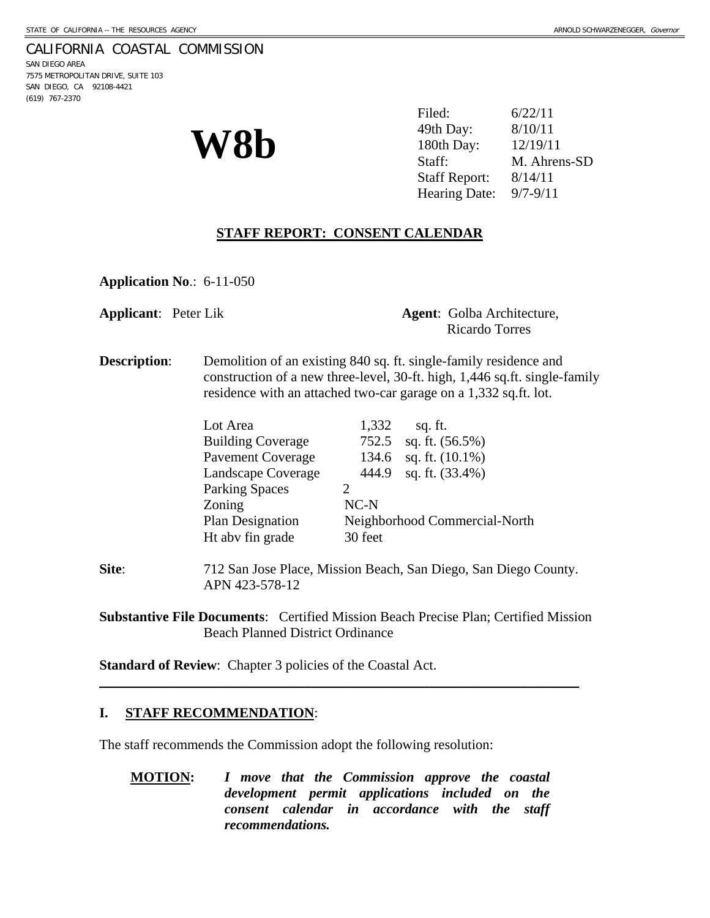STATE OF CALIFORNIA -- THE RESOURCES AGENCY ARNOLD SCHWARZENEGGER, *Governor*

CALIFORNIA COASTAL COMMISSION
SAN DIEGO AREA
7575 METROPOLITAN DRIVE, SUITE 103
SAN DIEGO, CA 92108-4421
(619) 767-2370

# W8b

| | |
|---|---|
| Filed: | 6/22/11 |
| 49th Day: | 8/10/11 |
| 180th Day: | 12/19/11 |
| Staff: | M. Ahrens-SD |
| Staff Report: | 8/14/11 |
| Hearing Date: | 9/7-9/11 |

## STAFF REPORT: CONSENT CALENDAR

**Application No**.: 6-11-050

**Applicant**: Peter Lik **Agent**: Golba Architecture, Ricardo Torres

**Description**: Demolition of an existing 840 sq. ft. single-family residence and construction of a new three-level, 30-ft. high, 1,446 sq.ft. single-family residence with an attached two-car garage on a 1,332 sq.ft. lot.

| | |
|---|---|
| Lot Area | 1,332 sq. ft. |
| Building Coverage | 752.5 sq. ft. (56.5%) |
| Pavement Coverage | 134.6 sq. ft. (10.1%) |
| Landscape Coverage | 444.9 sq. ft. (33.4%) |
| Parking Spaces | 2 |
| Zoning | NC-N |
| Plan Designation | Neighborhood Commercial-North |
| Ht abv fin grade | 30 feet |

**Site**: 712 San Jose Place, Mission Beach, San Diego, San Diego County. APN 423-578-12

**Substantive File Documents**: Certified Mission Beach Precise Plan; Certified Mission Beach Planned District Ordinance

**Standard of Review**: Chapter 3 policies of the Coastal Act.

---

## I. STAFF RECOMMENDATION:

The staff recommends the Commission adopt the following resolution:

**MOTION:** ***I move that the Commission approve the coastal development permit applications included on the consent calendar in accordance with the staff recommendations.***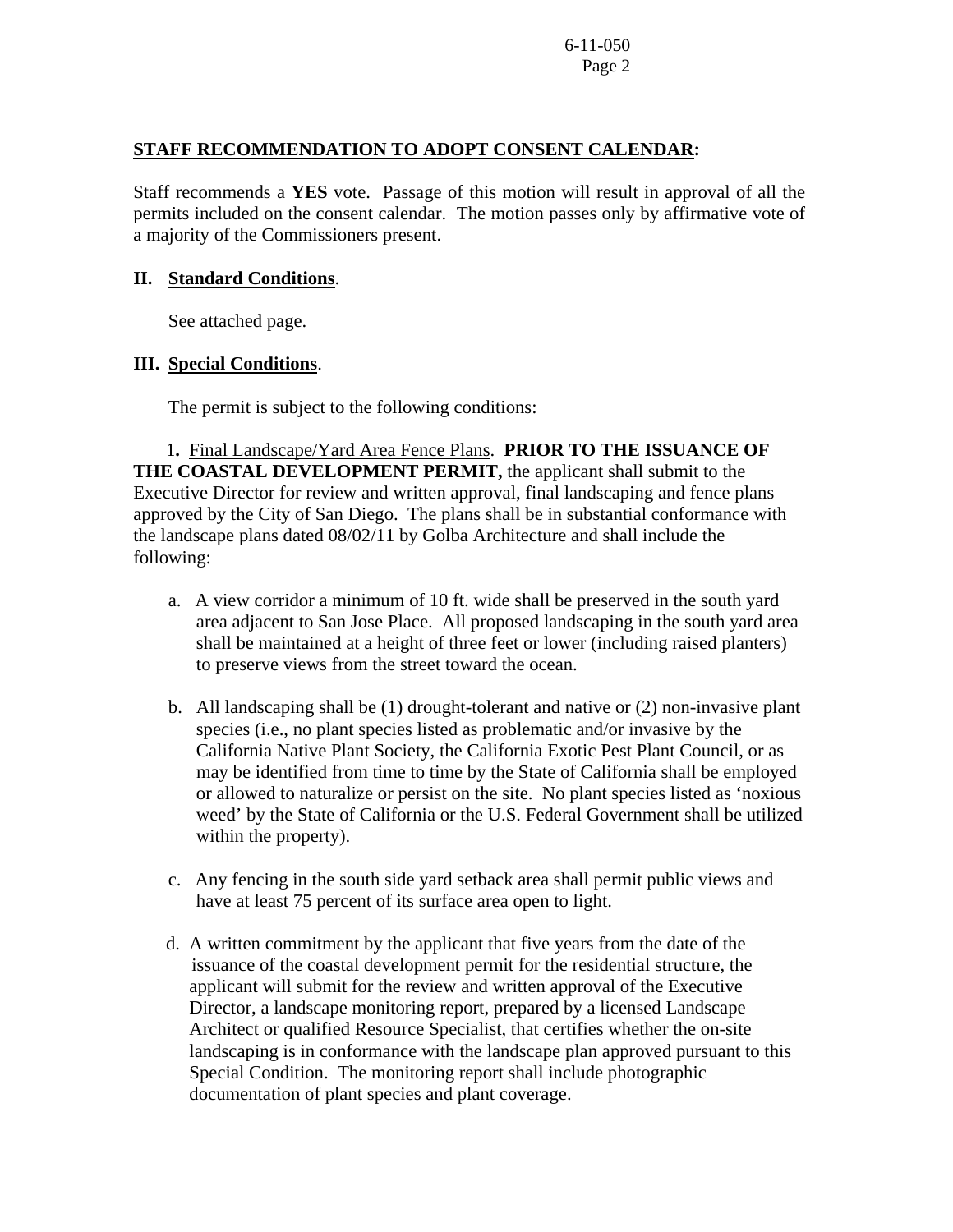**STAFF RECOMMENDATION TO ADOPT CONSENT CALENDAR:**

Staff recommends a **YES** vote. Passage of this motion will result in approval of all the permits included on the consent calendar. The motion passes only by affirmative vote of a majority of the Commissioners present.

## II. Standard Conditions.

See attached page.

## III. Special Conditions.

The permit is subject to the following conditions:

1. Final Landscape/Yard Area Fence Plans. **PRIOR TO THE ISSUANCE OF THE COASTAL DEVELOPMENT PERMIT,** the applicant shall submit to the Executive Director for review and written approval, final landscaping and fence plans approved by the City of San Diego. The plans shall be in substantial conformance with the landscape plans dated 08/02/11 by Golba Architecture and shall include the following:

   a. A view corridor a minimum of 10 ft. wide shall be preserved in the south yard area adjacent to San Jose Place. All proposed landscaping in the south yard area shall be maintained at a height of three feet or lower (including raised planters) to preserve views from the street toward the ocean.

   b. All landscaping shall be (1) drought-tolerant and native or (2) non-invasive plant species (i.e., no plant species listed as problematic and/or invasive by the California Native Plant Society, the California Exotic Pest Plant Council, or as may be identified from time to time by the State of California shall be employed or allowed to naturalize or persist on the site. No plant species listed as 'noxious weed' by the State of California or the U.S. Federal Government shall be utilized within the property).

   c. Any fencing in the south side yard setback area shall permit public views and have at least 75 percent of its surface area open to light.

   d. A written commitment by the applicant that five years from the date of the issuance of the coastal development permit for the residential structure, the applicant will submit for the review and written approval of the Executive Director, a landscape monitoring report, prepared by a licensed Landscape Architect or qualified Resource Specialist, that certifies whether the on-site landscaping is in conformance with the landscape plan approved pursuant to this Special Condition. The monitoring report shall include photographic documentation of plant species and plant coverage.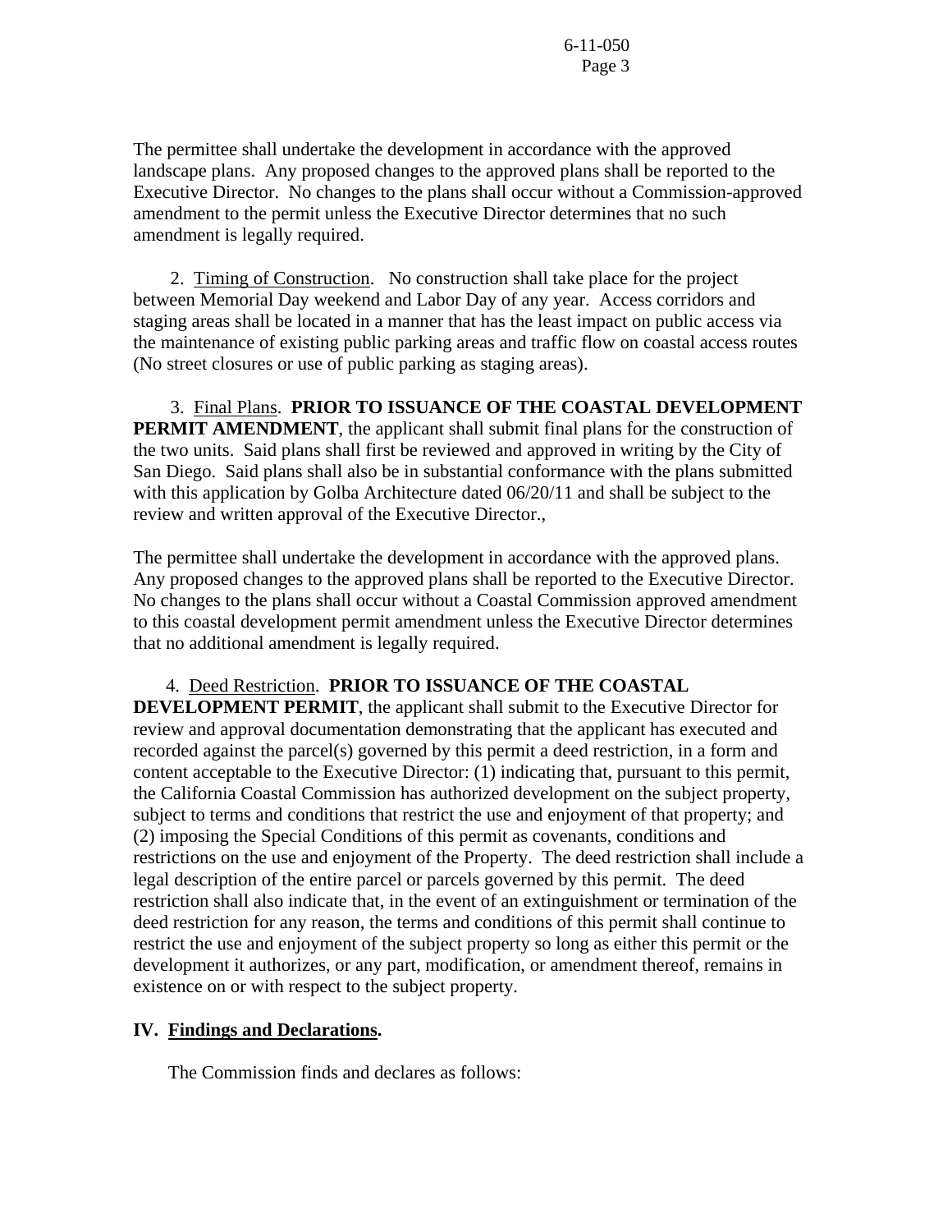The permittee shall undertake the development in accordance with the approved landscape plans. Any proposed changes to the approved plans shall be reported to the Executive Director. No changes to the plans shall occur without a Commission-approved amendment to the permit unless the Executive Director determines that no such amendment is legally required.

2. Timing of Construction. No construction shall take place for the project between Memorial Day weekend and Labor Day of any year. Access corridors and staging areas shall be located in a manner that has the least impact on public access via the maintenance of existing public parking areas and traffic flow on coastal access routes (No street closures or use of public parking as staging areas).

3. Final Plans. **PRIOR TO ISSUANCE OF THE COASTAL DEVELOPMENT PERMIT AMENDMENT**, the applicant shall submit final plans for the construction of the two units. Said plans shall first be reviewed and approved in writing by the City of San Diego. Said plans shall also be in substantial conformance with the plans submitted with this application by Golba Architecture dated 06/20/11 and shall be subject to the review and written approval of the Executive Director.,

The permittee shall undertake the development in accordance with the approved plans. Any proposed changes to the approved plans shall be reported to the Executive Director. No changes to the plans shall occur without a Coastal Commission approved amendment to this coastal development permit amendment unless the Executive Director determines that no additional amendment is legally required.

4. Deed Restriction. **PRIOR TO ISSUANCE OF THE COASTAL DEVELOPMENT PERMIT**, the applicant shall submit to the Executive Director for review and approval documentation demonstrating that the applicant has executed and recorded against the parcel(s) governed by this permit a deed restriction, in a form and content acceptable to the Executive Director: (1) indicating that, pursuant to this permit, the California Coastal Commission has authorized development on the subject property, subject to terms and conditions that restrict the use and enjoyment of that property; and (2) imposing the Special Conditions of this permit as covenants, conditions and restrictions on the use and enjoyment of the Property. The deed restriction shall include a legal description of the entire parcel or parcels governed by this permit. The deed restriction shall also indicate that, in the event of an extinguishment or termination of the deed restriction for any reason, the terms and conditions of this permit shall continue to restrict the use and enjoyment of the subject property so long as either this permit or the development it authorizes, or any part, modification, or amendment thereof, remains in existence on or with respect to the subject property.

## IV. Findings and Declarations.

The Commission finds and declares as follows: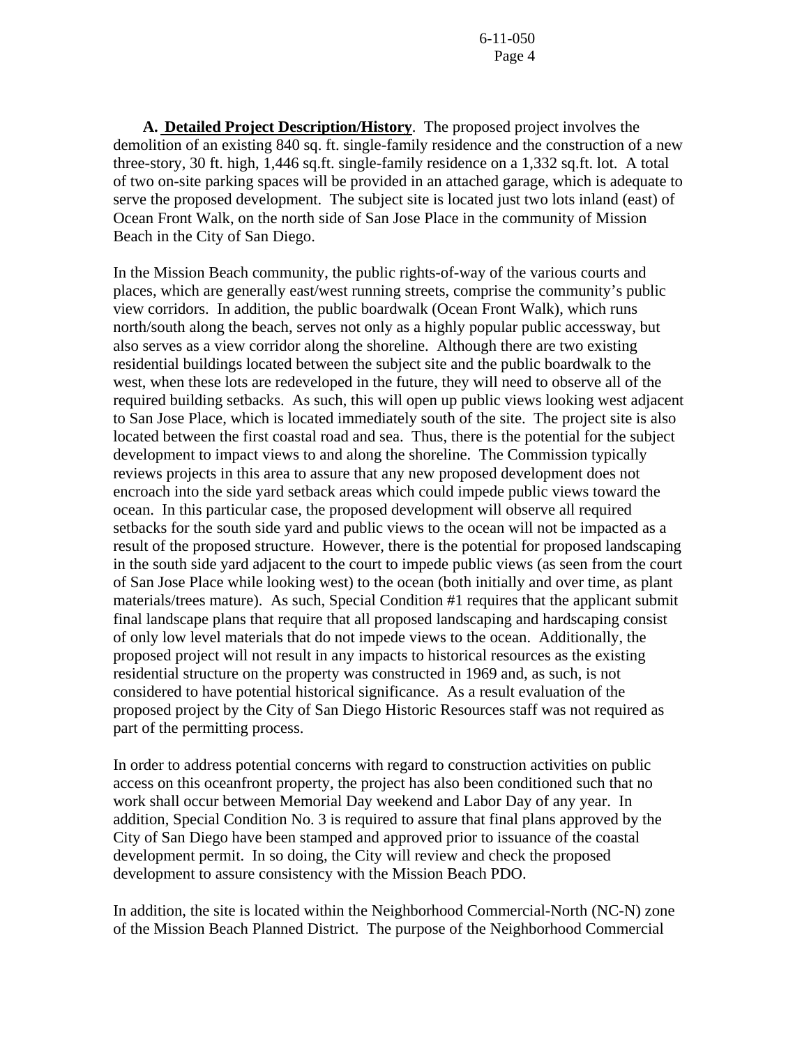**A. Detailed Project Description/History**. The proposed project involves the demolition of an existing 840 sq. ft. single-family residence and the construction of a new three-story, 30 ft. high, 1,446 sq.ft. single-family residence on a 1,332 sq.ft. lot. A total of two on-site parking spaces will be provided in an attached garage, which is adequate to serve the proposed development. The subject site is located just two lots inland (east) of Ocean Front Walk, on the north side of San Jose Place in the community of Mission Beach in the City of San Diego.

In the Mission Beach community, the public rights-of-way of the various courts and places, which are generally east/west running streets, comprise the community's public view corridors. In addition, the public boardwalk (Ocean Front Walk), which runs north/south along the beach, serves not only as a highly popular public accessway, but also serves as a view corridor along the shoreline. Although there are two existing residential buildings located between the subject site and the public boardwalk to the west, when these lots are redeveloped in the future, they will need to observe all of the required building setbacks. As such, this will open up public views looking west adjacent to San Jose Place, which is located immediately south of the site. The project site is also located between the first coastal road and sea. Thus, there is the potential for the subject development to impact views to and along the shoreline. The Commission typically reviews projects in this area to assure that any new proposed development does not encroach into the side yard setback areas which could impede public views toward the ocean. In this particular case, the proposed development will observe all required setbacks for the south side yard and public views to the ocean will not be impacted as a result of the proposed structure. However, there is the potential for proposed landscaping in the south side yard adjacent to the court to impede public views (as seen from the court of San Jose Place while looking west) to the ocean (both initially and over time, as plant materials/trees mature). As such, Special Condition #1 requires that the applicant submit final landscape plans that require that all proposed landscaping and hardscaping consist of only low level materials that do not impede views to the ocean. Additionally, the proposed project will not result in any impacts to historical resources as the existing residential structure on the property was constructed in 1969 and, as such, is not considered to have potential historical significance. As a result evaluation of the proposed project by the City of San Diego Historic Resources staff was not required as part of the permitting process.

In order to address potential concerns with regard to construction activities on public access on this oceanfront property, the project has also been conditioned such that no work shall occur between Memorial Day weekend and Labor Day of any year. In addition, Special Condition No. 3 is required to assure that final plans approved by the City of San Diego have been stamped and approved prior to issuance of the coastal development permit. In so doing, the City will review and check the proposed development to assure consistency with the Mission Beach PDO.

In addition, the site is located within the Neighborhood Commercial-North (NC-N) zone of the Mission Beach Planned District. The purpose of the Neighborhood Commercial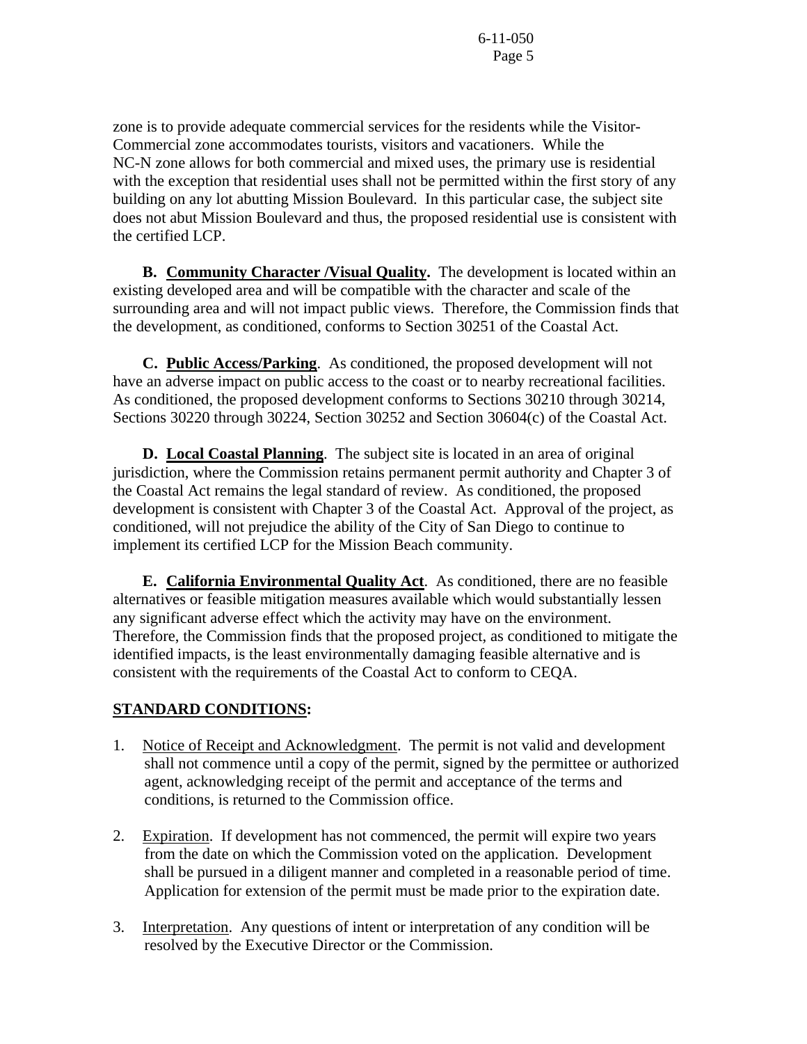zone is to provide adequate commercial services for the residents while the Visitor-Commercial zone accommodates tourists, visitors and vacationers. While the NC-N zone allows for both commercial and mixed uses, the primary use is residential with the exception that residential uses shall not be permitted within the first story of any building on any lot abutting Mission Boulevard. In this particular case, the subject site does not abut Mission Boulevard and thus, the proposed residential use is consistent with the certified LCP.

**B. <u>Community Character /Visual Quality</u>.** The development is located within an existing developed area and will be compatible with the character and scale of the surrounding area and will not impact public views. Therefore, the Commission finds that the development, as conditioned, conforms to Section 30251 of the Coastal Act.

**C. <u>Public Access/Parking</u>**. As conditioned, the proposed development will not have an adverse impact on public access to the coast or to nearby recreational facilities. As conditioned, the proposed development conforms to Sections 30210 through 30214, Sections 30220 through 30224, Section 30252 and Section 30604(c) of the Coastal Act.

**D. <u>Local Coastal Planning</u>**. The subject site is located in an area of original jurisdiction, where the Commission retains permanent permit authority and Chapter 3 of the Coastal Act remains the legal standard of review. As conditioned, the proposed development is consistent with Chapter 3 of the Coastal Act. Approval of the project, as conditioned, will not prejudice the ability of the City of San Diego to continue to implement its certified LCP for the Mission Beach community.

**E. <u>California Environmental Quality Act</u>**. As conditioned, there are no feasible alternatives or feasible mitigation measures available which would substantially lessen any significant adverse effect which the activity may have on the environment. Therefore, the Commission finds that the proposed project, as conditioned to mitigate the identified impacts, is the least environmentally damaging feasible alternative and is consistent with the requirements of the Coastal Act to conform to CEQA.

## <u>STANDARD CONDITIONS</u>:

1. <u>Notice of Receipt and Acknowledgment</u>. The permit is not valid and development shall not commence until a copy of the permit, signed by the permittee or authorized agent, acknowledging receipt of the permit and acceptance of the terms and conditions, is returned to the Commission office.

2. <u>Expiration</u>. If development has not commenced, the permit will expire two years from the date on which the Commission voted on the application. Development shall be pursued in a diligent manner and completed in a reasonable period of time. Application for extension of the permit must be made prior to the expiration date.

3. <u>Interpretation</u>. Any questions of intent or interpretation of any condition will be resolved by the Executive Director or the Commission.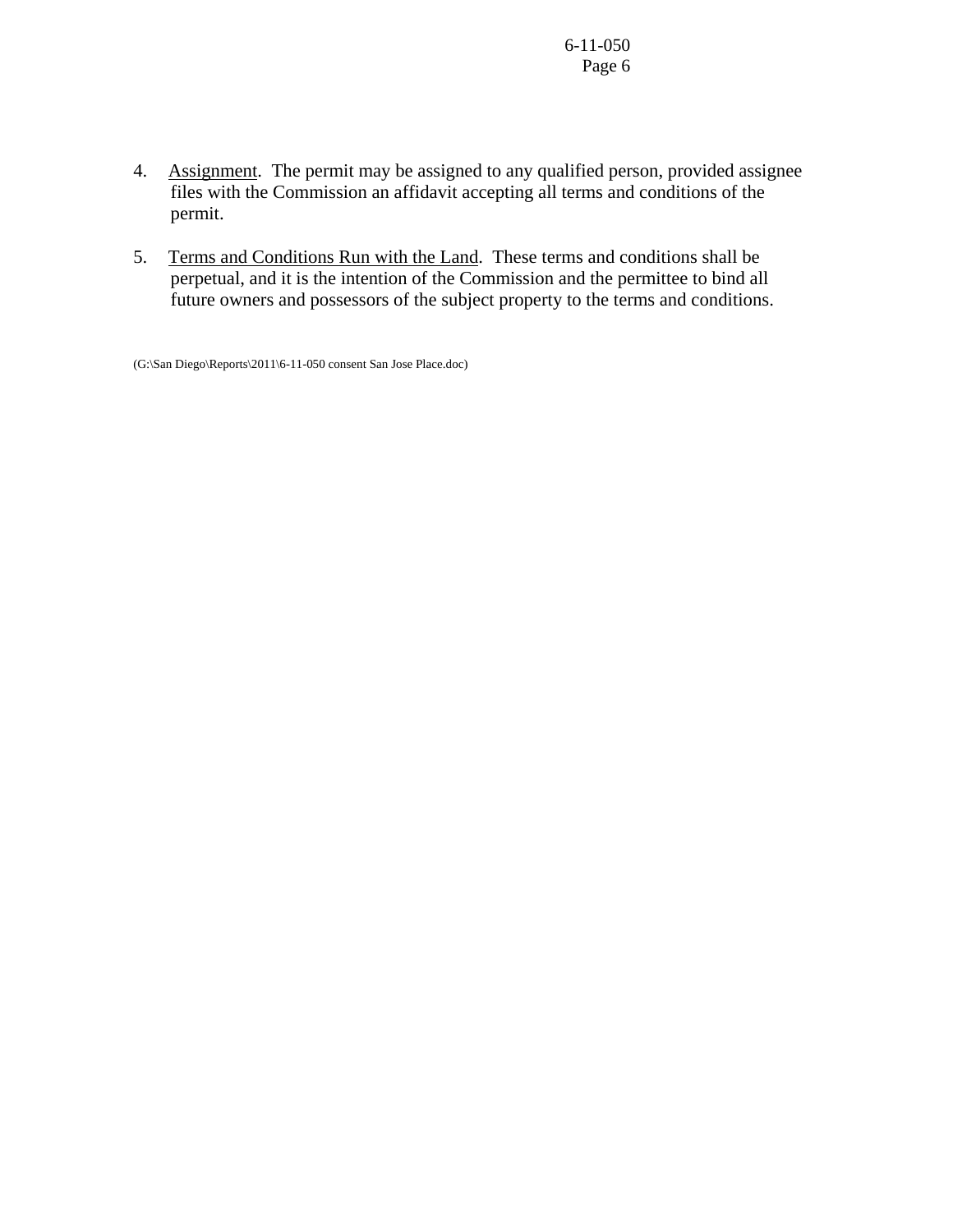4. Assignment. The permit may be assigned to any qualified person, provided assignee files with the Commission an affidavit accepting all terms and conditions of the permit.

5. Terms and Conditions Run with the Land. These terms and conditions shall be perpetual, and it is the intention of the Commission and the permittee to bind all future owners and possessors of the subject property to the terms and conditions.

(G:\San Diego\Reports\2011\6-11-050 consent San Jose Place.doc)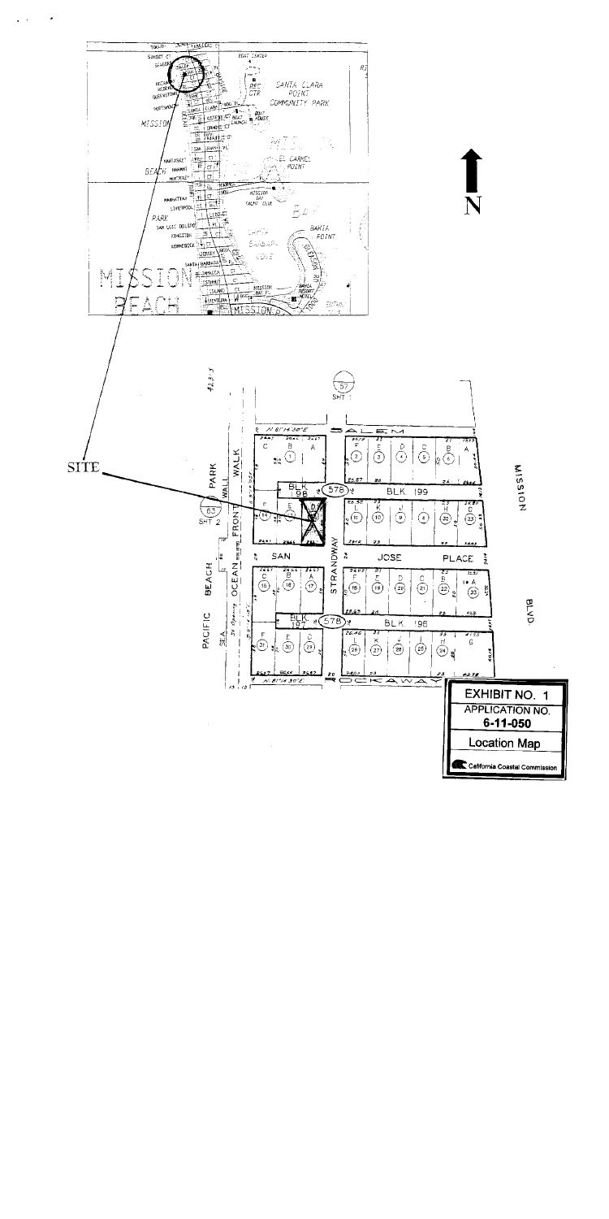**EXHIBIT NO. 1**

**APPLICATION NO.**

**6-11-050**

**Location Map**

California Coastal Commission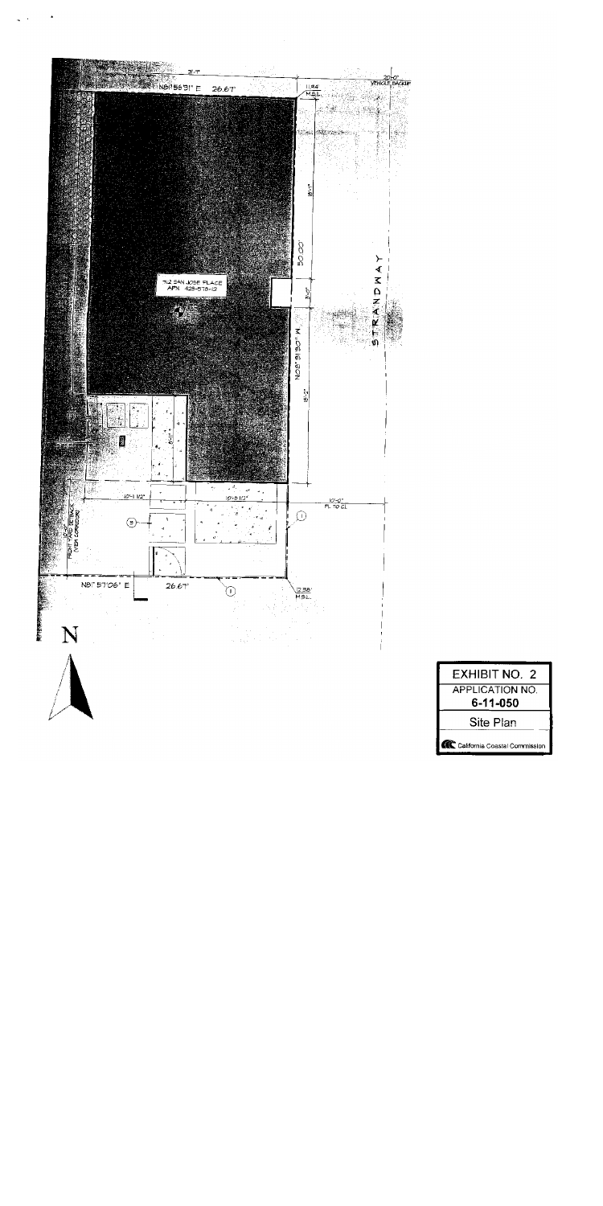21'-7"

N81°58'31" E 26.67'

20'-0" VEHICLE BACKUP

11.84' M.S.L.

18'-1"

50.00'

3'-0"

712 SAN JOSE PLACE
APN 423-578-12

STRANDWAY

N08°31'30" W

18'-2"

10'-1 1/2"

10'-8 1/2"

10'-0" PL TO CL

FRONT YARD SETBACK (VIEW CORRIDOR)

N81°57'06" E 26.67'

12.88' M.S.L.

N

EXHIBIT NO. 2
APPLICATION NO.
6-11-050
Site Plan
California Coastal Commission